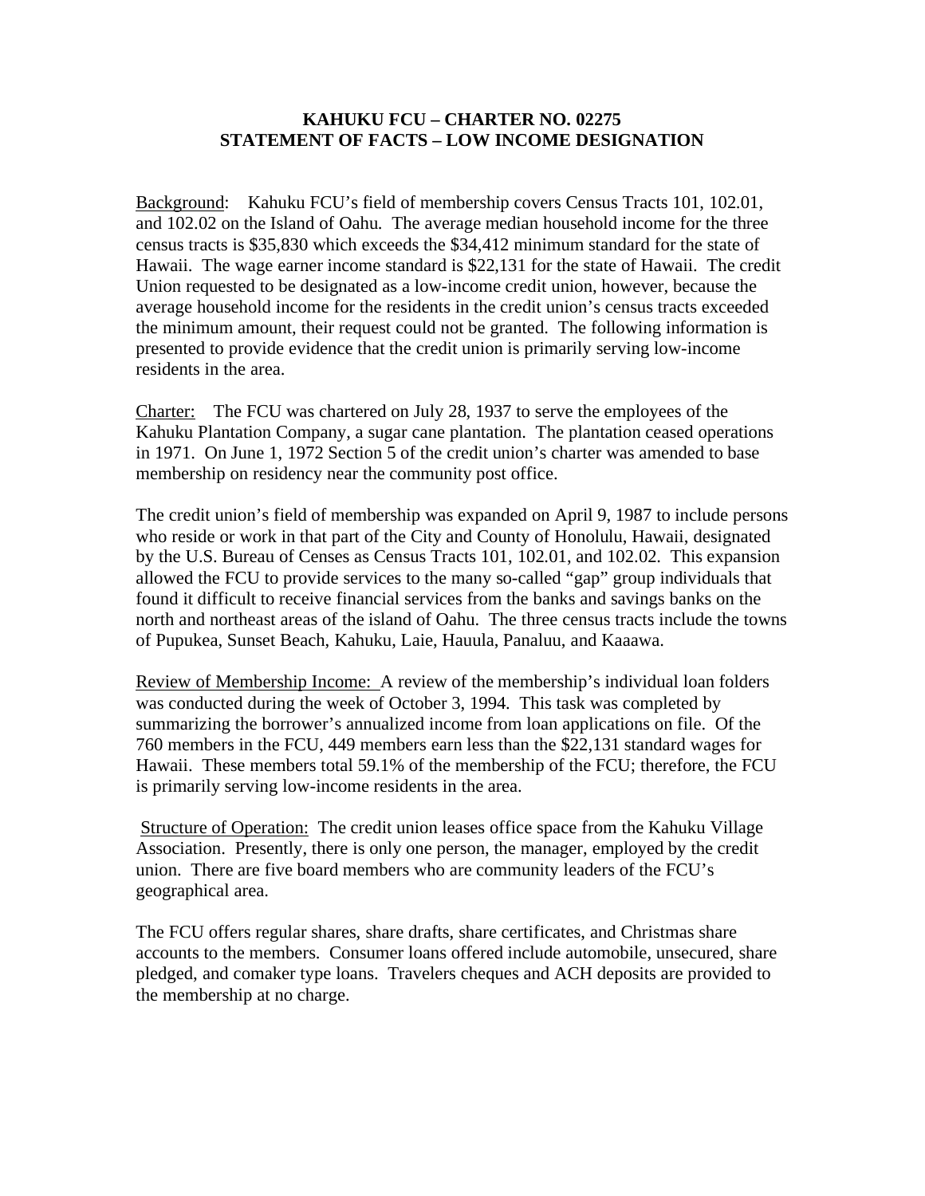# KAHUKU FCU – CHARTER NO. 02275
# STATEMENT OF FACTS – LOW INCOME DESIGNATION

Background: Kahuku FCU's field of membership covers Census Tracts 101, 102.01, and 102.02 on the Island of Oahu. The average median household income for the three census tracts is $35,830 which exceeds the $34,412 minimum standard for the state of Hawaii. The wage earner income standard is $22,131 for the state of Hawaii. The credit Union requested to be designated as a low-income credit union, however, because the average household income for the residents in the credit union's census tracts exceeded the minimum amount, their request could not be granted. The following information is presented to provide evidence that the credit union is primarily serving low-income residents in the area.

Charter: The FCU was chartered on July 28, 1937 to serve the employees of the Kahuku Plantation Company, a sugar cane plantation. The plantation ceased operations in 1971. On June 1, 1972 Section 5 of the credit union's charter was amended to base membership on residency near the community post office.

The credit union's field of membership was expanded on April 9, 1987 to include persons who reside or work in that part of the City and County of Honolulu, Hawaii, designated by the U.S. Bureau of Censes as Census Tracts 101, 102.01, and 102.02. This expansion allowed the FCU to provide services to the many so-called "gap" group individuals that found it difficult to receive financial services from the banks and savings banks on the north and northeast areas of the island of Oahu. The three census tracts include the towns of Pupukea, Sunset Beach, Kahuku, Laie, Hauula, Panaluu, and Kaaawa.

Review of Membership Income: A review of the membership's individual loan folders was conducted during the week of October 3, 1994. This task was completed by summarizing the borrower's annualized income from loan applications on file. Of the 760 members in the FCU, 449 members earn less than the $22,131 standard wages for Hawaii. These members total 59.1% of the membership of the FCU; therefore, the FCU is primarily serving low-income residents in the area.

Structure of Operation: The credit union leases office space from the Kahuku Village Association. Presently, there is only one person, the manager, employed by the credit union. There are five board members who are community leaders of the FCU's geographical area.

The FCU offers regular shares, share drafts, share certificates, and Christmas share accounts to the members. Consumer loans offered include automobile, unsecured, share pledged, and comaker type loans. Travelers cheques and ACH deposits are provided to the membership at no charge.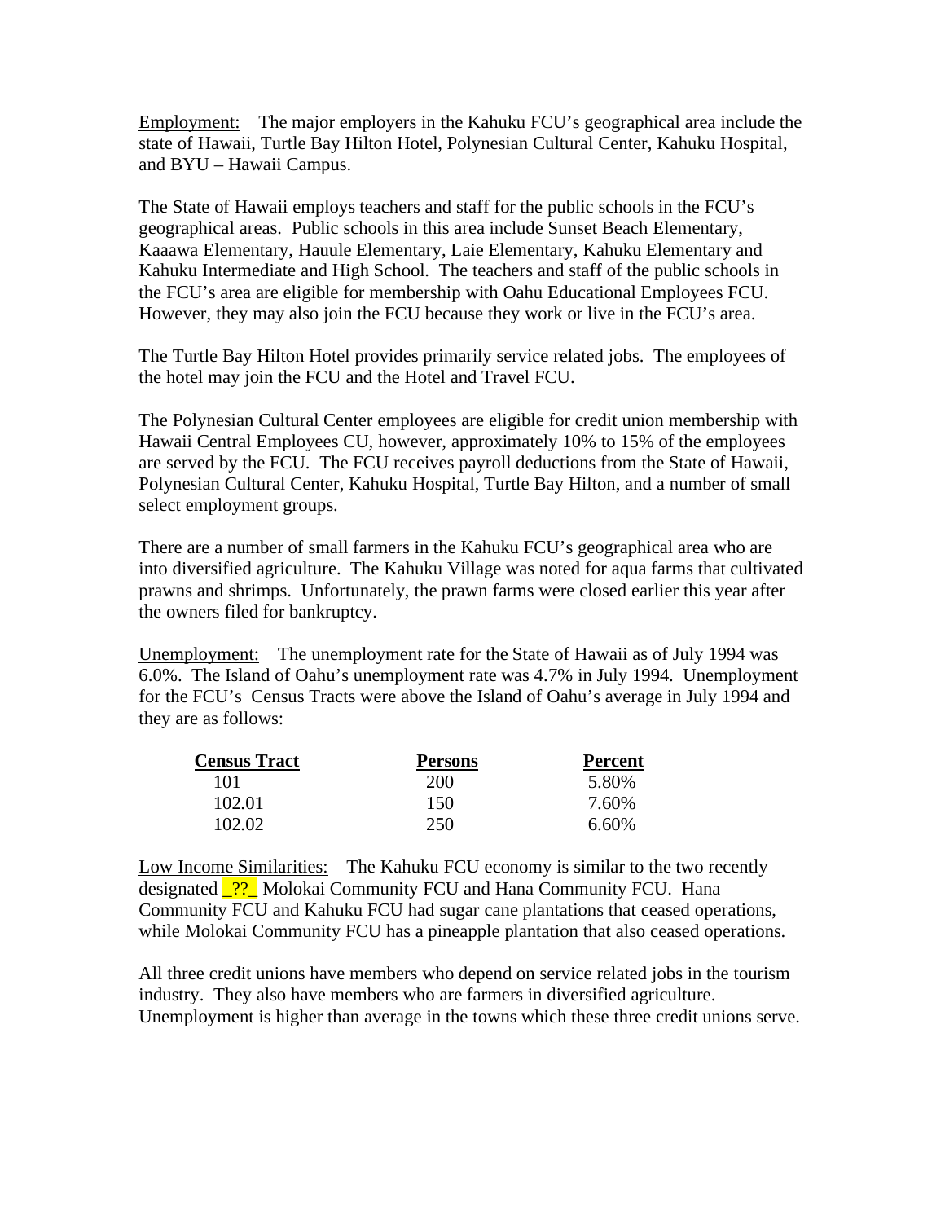Employment: The major employers in the Kahuku FCU's geographical area include the state of Hawaii, Turtle Bay Hilton Hotel, Polynesian Cultural Center, Kahuku Hospital, and BYU – Hawaii Campus.

The State of Hawaii employs teachers and staff for the public schools in the FCU's geographical areas. Public schools in this area include Sunset Beach Elementary, Kaaawa Elementary, Hauule Elementary, Laie Elementary, Kahuku Elementary and Kahuku Intermediate and High School. The teachers and staff of the public schools in the FCU's area are eligible for membership with Oahu Educational Employees FCU. However, they may also join the FCU because they work or live in the FCU's area.

The Turtle Bay Hilton Hotel provides primarily service related jobs. The employees of the hotel may join the FCU and the Hotel and Travel FCU.

The Polynesian Cultural Center employees are eligible for credit union membership with Hawaii Central Employees CU, however, approximately 10% to 15% of the employees are served by the FCU. The FCU receives payroll deductions from the State of Hawaii, Polynesian Cultural Center, Kahuku Hospital, Turtle Bay Hilton, and a number of small select employment groups.

There are a number of small farmers in the Kahuku FCU's geographical area who are into diversified agriculture. The Kahuku Village was noted for aqua farms that cultivated prawns and shrimps. Unfortunately, the prawn farms were closed earlier this year after the owners filed for bankruptcy.

Unemployment: The unemployment rate for the State of Hawaii as of July 1994 was 6.0%. The Island of Oahu's unemployment rate was 4.7% in July 1994. Unemployment for the FCU's Census Tracts were above the Island of Oahu's average in July 1994 and they are as follows:

| Census Tract | Persons | Percent |
|---|---|---|
| 101 | 200 | 5.80% |
| 102.01 | 150 | 7.60% |
| 102.02 | 250 | 6.60% |

Low Income Similarities: The Kahuku FCU economy is similar to the two recently designated _??_ Molokai Community FCU and Hana Community FCU. Hana Community FCU and Kahuku FCU had sugar cane plantations that ceased operations, while Molokai Community FCU has a pineapple plantation that also ceased operations.

All three credit unions have members who depend on service related jobs in the tourism industry. They also have members who are farmers in diversified agriculture. Unemployment is higher than average in the towns which these three credit unions serve.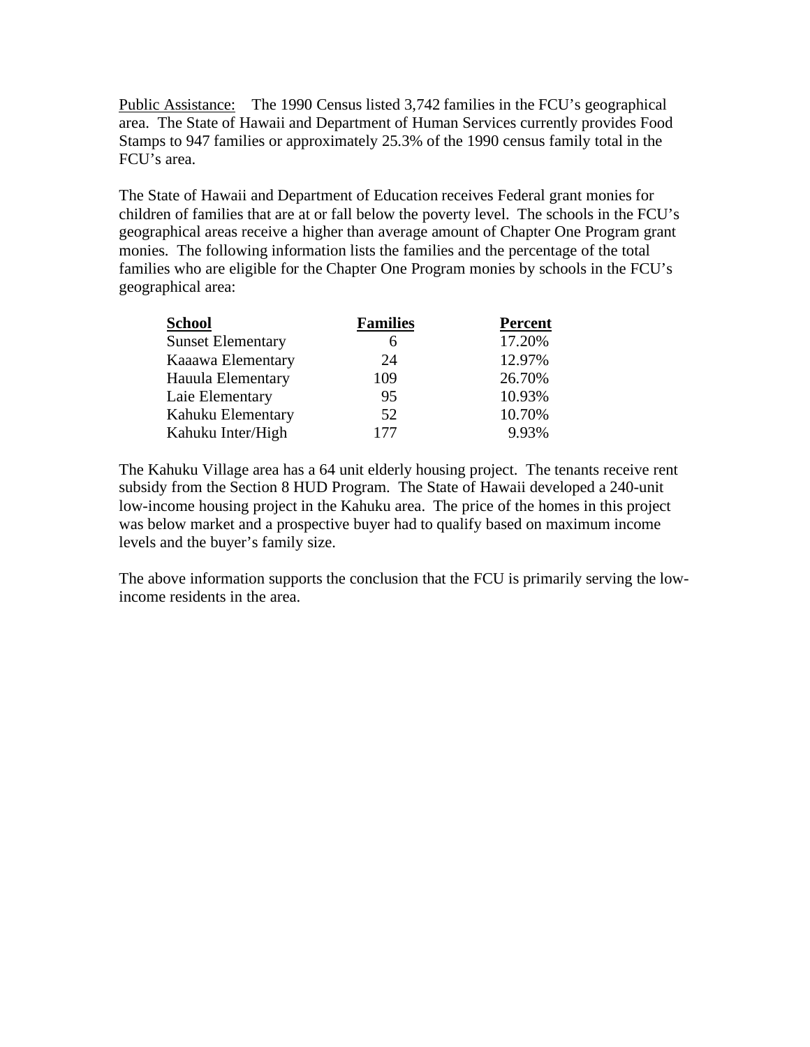Public Assistance: The 1990 Census listed 3,742 families in the FCU's geographical area. The State of Hawaii and Department of Human Services currently provides Food Stamps to 947 families or approximately 25.3% of the 1990 census family total in the FCU's area.

The State of Hawaii and Department of Education receives Federal grant monies for children of families that are at or fall below the poverty level. The schools in the FCU's geographical areas receive a higher than average amount of Chapter One Program grant monies. The following information lists the families and the percentage of the total families who are eligible for the Chapter One Program monies by schools in the FCU's geographical area:

| **School** | **Families** | **Percent** |
|---|---|---|
| Sunset Elementary | 6 | 17.20% |
| Kaaawa Elementary | 24 | 12.97% |
| Hauula Elementary | 109 | 26.70% |
| Laie Elementary | 95 | 10.93% |
| Kahuku Elementary | 52 | 10.70% |
| Kahuku Inter/High | 177 | 9.93% |

The Kahuku Village area has a 64 unit elderly housing project. The tenants receive rent subsidy from the Section 8 HUD Program. The State of Hawaii developed a 240-unit low-income housing project in the Kahuku area. The price of the homes in this project was below market and a prospective buyer had to qualify based on maximum income levels and the buyer's family size.

The above information supports the conclusion that the FCU is primarily serving the low-income residents in the area.